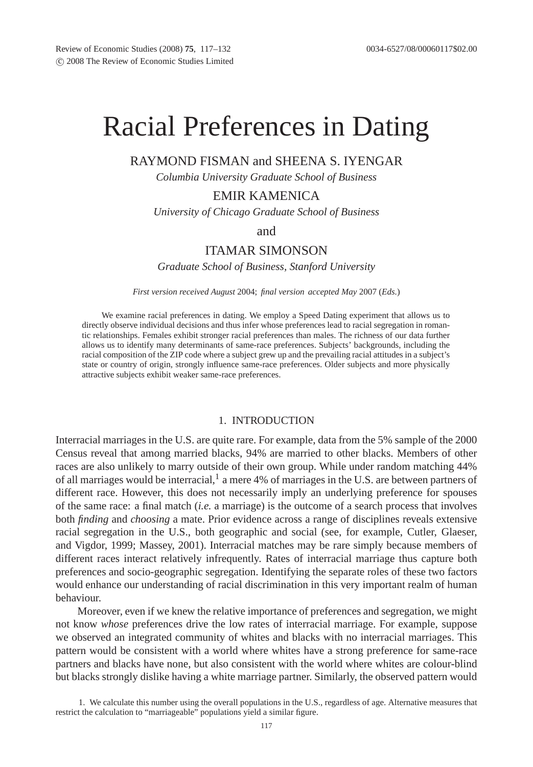# Racial Preferences in Dating

RAYMOND FISMAN and SHEENA S. IYENGAR

*Columbia University Graduate School of Business*

EMIR KAMENICA

*University of Chicago Graduate School of Business*

and

ITAMAR SIMONSON

*Graduate School of Business, Stanford University*

*First version received August* 2004; *final version accepted May* 2007 (*Eds.*)

We examine racial preferences in dating. We employ a Speed Dating experiment that allows us to directly observe individual decisions and thus infer whose preferences lead to racial segregation in romantic relationships. Females exhibit stronger racial preferences than males. The richness of our data further allows us to identify many determinants of same-race preferences. Subjects' backgrounds, including the racial composition of the ZIP code where a subject grew up and the prevailing racial attitudes in a subject's state or country of origin, strongly influence same-race preferences. Older subjects and more physically attractive subjects exhibit weaker same-race preferences.

## 1. INTRODUCTION

Interracial marriages in the U.S. are quite rare. For example, data from the 5% sample of the 2000 Census reveal that among married blacks, 94% are married to other blacks. Members of other races are also unlikely to marry outside of their own group. While under random matching 44% of all marriages would be interracial,[1] a mere 4% of marriages in the U.S. are between partners of different race. However, this does not necessarily imply an underlying preference for spouses of the same race: a final match (*i.e.* a marriage) is the outcome of a search process that involves both *finding* and *choosing* a mate. Prior evidence across a range of disciplines reveals extensive racial segregation in the U.S., both geographic and social (see, for example, Cutler, Glaeser, and Vigdor, 1999; Massey, 2001). Interracial matches may be rare simply because members of different races interact relatively infrequently. Rates of interracial marriage thus capture both preferences and socio-geographic segregation. Identifying the separate roles of these two factors would enhance our understanding of racial discrimination in this very important realm of human behaviour.

Moreover, even if we knew the relative importance of preferences and segregation, we might not know *whose* preferences drive the low rates of interracial marriage. For example, suppose we observed an integrated community of whites and blacks with no interracial marriages. This pattern would be consistent with a world where whites have a strong preference for same-race partners and blacks have none, but also consistent with the world where whites are colour-blind but blacks strongly dislike having a white marriage partner. Similarly, the observed pattern would

1. We calculate this number using the overall populations in the U.S., regardless of age. Alternative measures that restrict the calculation to "marriageable" populations yield a similar figure.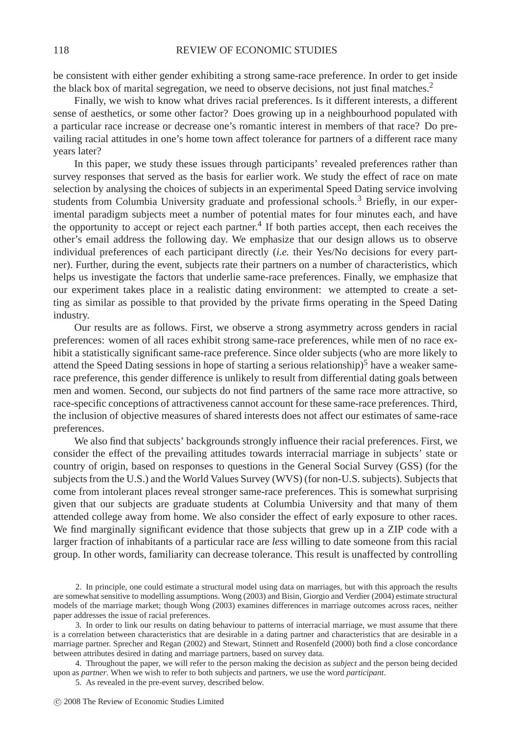be consistent with either gender exhibiting a strong same-race preference. In order to get inside the black box of marital segregation, we need to observe decisions, not just final matches.[2]

Finally, we wish to know what drives racial preferences. Is it different interests, a different sense of aesthetics, or some other factor? Does growing up in a neighbourhood populated with a particular race increase or decrease one's romantic interest in members of that race? Do prevailing racial attitudes in one's home town affect tolerance for partners of a different race many years later?

In this paper, we study these issues through participants' revealed preferences rather than survey responses that served as the basis for earlier work. We study the effect of race on mate selection by analysing the choices of subjects in an experimental Speed Dating service involving students from Columbia University graduate and professional schools.[3] Briefly, in our experimental paradigm subjects meet a number of potential mates for four minutes each, and have the opportunity to accept or reject each partner.[4] If both parties accept, then each receives the other's email address the following day. We emphasize that our design allows us to observe individual preferences of each participant directly (*i.e.* their Yes/No decisions for every partner). Further, during the event, subjects rate their partners on a number of characteristics, which helps us investigate the factors that underlie same-race preferences. Finally, we emphasize that our experiment takes place in a realistic dating environment: we attempted to create a setting as similar as possible to that provided by the private firms operating in the Speed Dating industry.

Our results are as follows. First, we observe a strong asymmetry across genders in racial preferences: women of all races exhibit strong same-race preferences, while men of no race exhibit a statistically significant same-race preference. Since older subjects (who are more likely to attend the Speed Dating sessions in hope of starting a serious relationship)[5] have a weaker same-race preference, this gender difference is unlikely to result from differential dating goals between men and women. Second, our subjects do not find partners of the same race more attractive, so race-specific conceptions of attractiveness cannot account for these same-race preferences. Third, the inclusion of objective measures of shared interests does not affect our estimates of same-race preferences.

We also find that subjects' backgrounds strongly influence their racial preferences. First, we consider the effect of the prevailing attitudes towards interracial marriage in subjects' state or country of origin, based on responses to questions in the General Social Survey (GSS) (for the subjects from the U.S.) and the World Values Survey (WVS) (for non-U.S. subjects). Subjects that come from intolerant places reveal stronger same-race preferences. This is somewhat surprising given that our subjects are graduate students at Columbia University and that many of them attended college away from home. We also consider the effect of early exposure to other races. We find marginally significant evidence that those subjects that grew up in a ZIP code with a larger fraction of inhabitants of a particular race are *less* willing to date someone from this racial group. In other words, familiarity can decrease tolerance. This result is unaffected by controlling

2. In principle, one could estimate a structural model using data on marriages, but with this approach the results are somewhat sensitive to modelling assumptions. Wong (2003) and Bisin, Giorgio and Verdier (2004) estimate structural models of the marriage market; though Wong (2003) examines differences in marriage outcomes across races, neither paper addresses the issue of racial preferences.

3. In order to link our results on dating behaviour to patterns of interracial marriage, we must assume that there is a correlation between characteristics that are desirable in a dating partner and characteristics that are desirable in a marriage partner. Sprecher and Regan (2002) and Stewart, Stinnett and Rosenfeld (2000) both find a close concordance between attributes desired in dating and marriage partners, based on survey data.

4. Throughout the paper, we will refer to the person making the decision as *subject* and the person being decided upon as *partner*. When we wish to refer to both subjects and partners, we use the word *participant*.

5. As revealed in the pre-event survey, described below.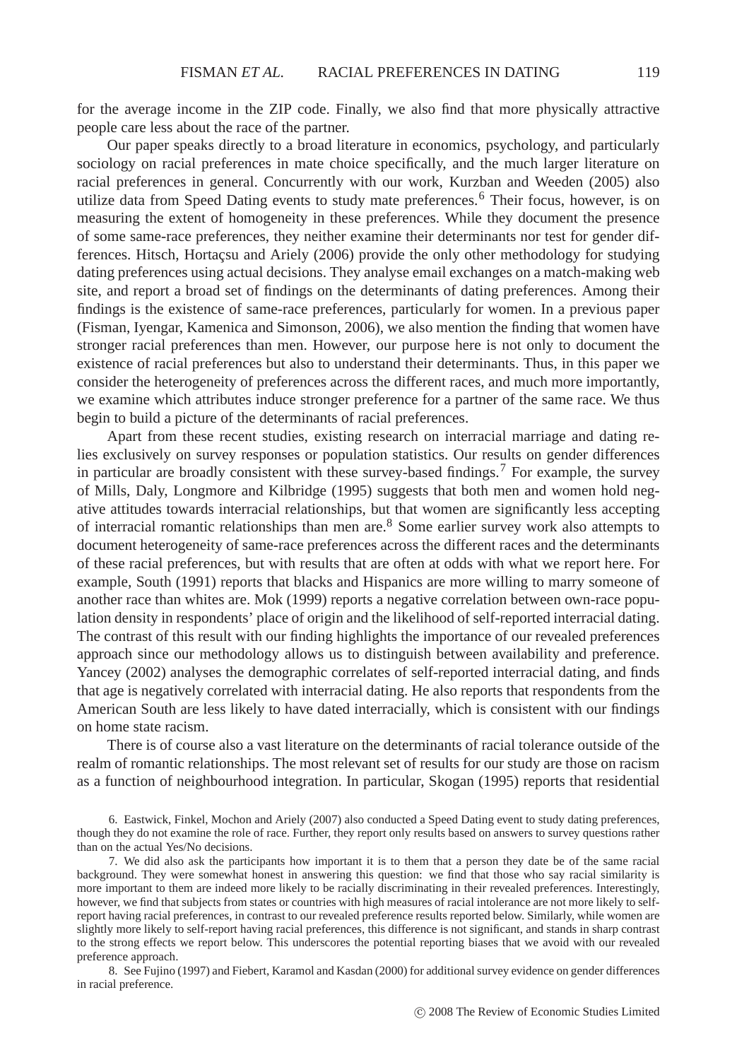for the average income in the ZIP code. Finally, we also find that more physically attractive people care less about the race of the partner.

Our paper speaks directly to a broad literature in economics, psychology, and particularly sociology on racial preferences in mate choice specifically, and the much larger literature on racial preferences in general. Concurrently with our work, Kurzban and Weeden (2005) also utilize data from Speed Dating events to study mate preferences.[6] Their focus, however, is on measuring the extent of homogeneity in these preferences. While they document the presence of some same-race preferences, they neither examine their determinants nor test for gender differences. Hitsch, Hortaçsu and Ariely (2006) provide the only other methodology for studying dating preferences using actual decisions. They analyse email exchanges on a match-making web site, and report a broad set of findings on the determinants of dating preferences. Among their findings is the existence of same-race preferences, particularly for women. In a previous paper (Fisman, Iyengar, Kamenica and Simonson, 2006), we also mention the finding that women have stronger racial preferences than men. However, our purpose here is not only to document the existence of racial preferences but also to understand their determinants. Thus, in this paper we consider the heterogeneity of preferences across the different races, and much more importantly, we examine which attributes induce stronger preference for a partner of the same race. We thus begin to build a picture of the determinants of racial preferences.

Apart from these recent studies, existing research on interracial marriage and dating relies exclusively on survey responses or population statistics. Our results on gender differences in particular are broadly consistent with these survey-based findings.[7] For example, the survey of Mills, Daly, Longmore and Kilbridge (1995) suggests that both men and women hold negative attitudes towards interracial relationships, but that women are significantly less accepting of interracial romantic relationships than men are.[8] Some earlier survey work also attempts to document heterogeneity of same-race preferences across the different races and the determinants of these racial preferences, but with results that are often at odds with what we report here. For example, South (1991) reports that blacks and Hispanics are more willing to marry someone of another race than whites are. Mok (1999) reports a negative correlation between own-race population density in respondents' place of origin and the likelihood of self-reported interracial dating. The contrast of this result with our finding highlights the importance of our revealed preferences approach since our methodology allows us to distinguish between availability and preference. Yancey (2002) analyses the demographic correlates of self-reported interracial dating, and finds that age is negatively correlated with interracial dating. He also reports that respondents from the American South are less likely to have dated interracially, which is consistent with our findings on home state racism.

There is of course also a vast literature on the determinants of racial tolerance outside of the realm of romantic relationships. The most relevant set of results for our study are those on racism as a function of neighbourhood integration. In particular, Skogan (1995) reports that residential

6. Eastwick, Finkel, Mochon and Ariely (2007) also conducted a Speed Dating event to study dating preferences, though they do not examine the role of race. Further, they report only results based on answers to survey questions rather than on the actual Yes/No decisions.

7. We did also ask the participants how important it is to them that a person they date be of the same racial background. They were somewhat honest in answering this question: we find that those who say racial similarity is more important to them are indeed more likely to be racially discriminating in their revealed preferences. Interestingly, however, we find that subjects from states or countries with high measures of racial intolerance are not more likely to self-report having racial preferences, in contrast to our revealed preference results reported below. Similarly, while women are slightly more likely to self-report having racial preferences, this difference is not significant, and stands in sharp contrast to the strong effects we report below. This underscores the potential reporting biases that we avoid with our revealed preference approach.

8. See Fujino (1997) and Fiebert, Karamol and Kasdan (2000) for additional survey evidence on gender differences in racial preference.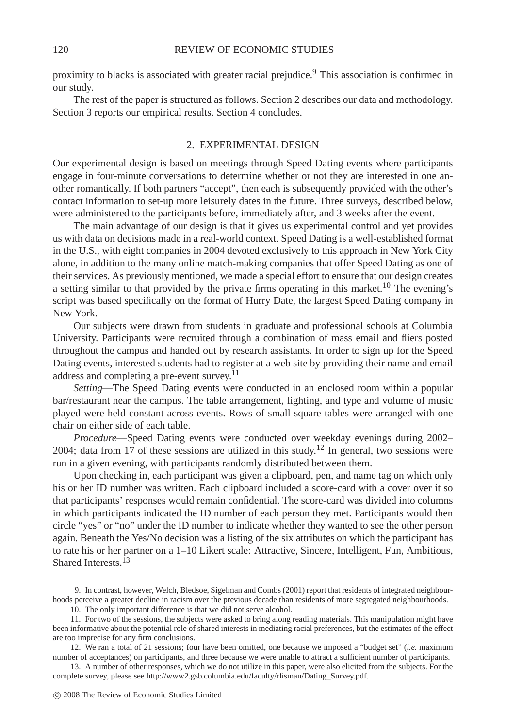proximity to blacks is associated with greater racial prejudice.[9] This association is confirmed in our study.

The rest of the paper is structured as follows. Section 2 describes our data and methodology. Section 3 reports our empirical results. Section 4 concludes.

## 2. EXPERIMENTAL DESIGN

Our experimental design is based on meetings through Speed Dating events where participants engage in four-minute conversations to determine whether or not they are interested in one another romantically. If both partners "accept", then each is subsequently provided with the other's contact information to set-up more leisurely dates in the future. Three surveys, described below, were administered to the participants before, immediately after, and 3 weeks after the event.

The main advantage of our design is that it gives us experimental control and yet provides us with data on decisions made in a real-world context. Speed Dating is a well-established format in the U.S., with eight companies in 2004 devoted exclusively to this approach in New York City alone, in addition to the many online match-making companies that offer Speed Dating as one of their services. As previously mentioned, we made a special effort to ensure that our design creates a setting similar to that provided by the private firms operating in this market.[10] The evening's script was based specifically on the format of Hurry Date, the largest Speed Dating company in New York.

Our subjects were drawn from students in graduate and professional schools at Columbia University. Participants were recruited through a combination of mass email and fliers posted throughout the campus and handed out by research assistants. In order to sign up for the Speed Dating events, interested students had to register at a web site by providing their name and email address and completing a pre-event survey.[11]

*Setting*—The Speed Dating events were conducted in an enclosed room within a popular bar/restaurant near the campus. The table arrangement, lighting, and type and volume of music played were held constant across events. Rows of small square tables were arranged with one chair on either side of each table.

*Procedure*—Speed Dating events were conducted over weekday evenings during 2002–2004; data from 17 of these sessions are utilized in this study.[12] In general, two sessions were run in a given evening, with participants randomly distributed between them.

Upon checking in, each participant was given a clipboard, pen, and name tag on which only his or her ID number was written. Each clipboard included a score-card with a cover over it so that participants' responses would remain confidential. The score-card was divided into columns in which participants indicated the ID number of each person they met. Participants would then circle "yes" or "no" under the ID number to indicate whether they wanted to see the other person again. Beneath the Yes/No decision was a listing of the six attributes on which the participant has to rate his or her partner on a 1–10 Likert scale: Attractive, Sincere, Intelligent, Fun, Ambitious, Shared Interests.[13]

9. In contrast, however, Welch, Bledsoe, Sigelman and Combs (2001) report that residents of integrated neighbourhoods perceive a greater decline in racism over the previous decade than residents of more segregated neighbourhoods.

10. The only important difference is that we did not serve alcohol.

11. For two of the sessions, the subjects were asked to bring along reading materials. This manipulation might have been informative about the potential role of shared interests in mediating racial preferences, but the estimates of the effect are too imprecise for any firm conclusions.

12. We ran a total of 21 sessions; four have been omitted, one because we imposed a "budget set" (*i.e.* maximum number of acceptances) on participants, and three because we were unable to attract a sufficient number of participants.

13. A number of other responses, which we do not utilize in this paper, were also elicited from the subjects. For the complete survey, please see http://www2.gsb.columbia.edu/faculty/rfisman/Dating_Survey.pdf.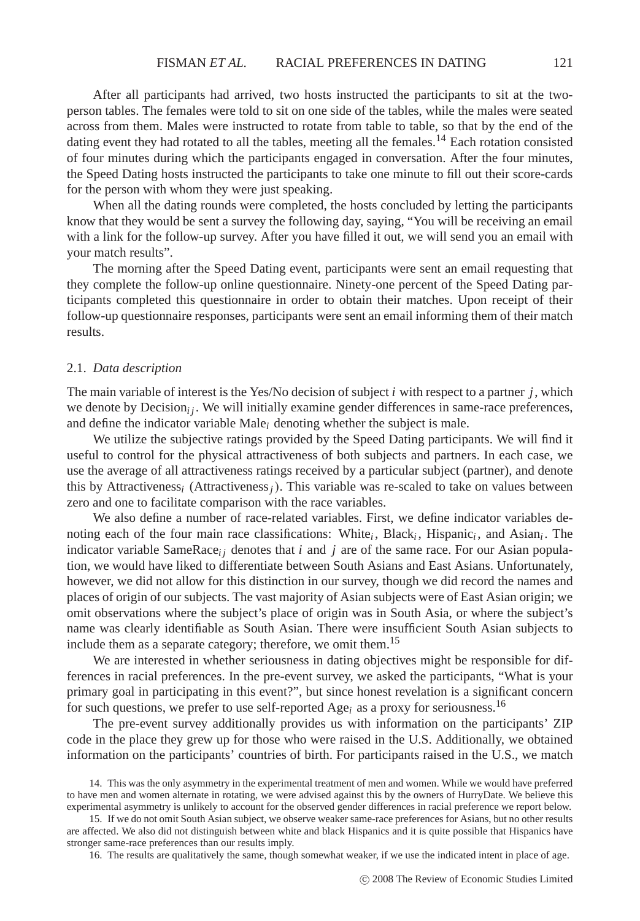After all participants had arrived, two hosts instructed the participants to sit at the two-person tables. The females were told to sit on one side of the tables, while the males were seated across from them. Males were instructed to rotate from table to table, so that by the end of the dating event they had rotated to all the tables, meeting all the females.[14] Each rotation consisted of four minutes during which the participants engaged in conversation. After the four minutes, the Speed Dating hosts instructed the participants to take one minute to fill out their score-cards for the person with whom they were just speaking.

When all the dating rounds were completed, the hosts concluded by letting the participants know that they would be sent a survey the following day, saying, "You will be receiving an email with a link for the follow-up survey. After you have filled it out, we will send you an email with your match results".

The morning after the Speed Dating event, participants were sent an email requesting that they complete the follow-up online questionnaire. Ninety-one percent of the Speed Dating participants completed this questionnaire in order to obtain their matches. Upon receipt of their follow-up questionnaire responses, participants were sent an email informing them of their match results.

### 2.1. *Data description*

The main variable of interest is the Yes/No decision of subject $i$ with respect to a partner $j$, which we denote by $\text{Decision}_{ij}$. We will initially examine gender differences in same-race preferences, and define the indicator variable $\text{Male}_i$ denoting whether the subject is male.

We utilize the subjective ratings provided by the Speed Dating participants. We will find it useful to control for the physical attractiveness of both subjects and partners. In each case, we use the average of all attractiveness ratings received by a particular subject (partner), and denote this by $\text{Attractiveness}_i$ ($\text{Attractiveness}_j$). This variable was re-scaled to take on values between zero and one to facilitate comparison with the race variables.

We also define a number of race-related variables. First, we define indicator variables denoting each of the four main race classifications: $\text{White}_i$, $\text{Black}_i$, $\text{Hispanic}_i$, and $\text{Asian}_i$. The indicator variable $\text{SameRace}_{ij}$ denotes that $i$ and $j$ are of the same race. For our Asian population, we would have liked to differentiate between South Asians and East Asians. Unfortunately, however, we did not allow for this distinction in our survey, though we did record the names and places of origin of our subjects. The vast majority of Asian subjects were of East Asian origin; we omit observations where the subject's place of origin was in South Asia, or where the subject's name was clearly identifiable as South Asian. There were insufficient South Asian subjects to include them as a separate category; therefore, we omit them.[15]

We are interested in whether seriousness in dating objectives might be responsible for differences in racial preferences. In the pre-event survey, we asked the participants, "What is your primary goal in participating in this event?", but since honest revelation is a significant concern for such questions, we prefer to use self-reported $\text{Age}_i$ as a proxy for seriousness.[16]

The pre-event survey additionally provides us with information on the participants' ZIP code in the place they grew up for those who were raised in the U.S. Additionally, we obtained information on the participants' countries of birth. For participants raised in the U.S., we match

14. This was the only asymmetry in the experimental treatment of men and women. While we would have preferred to have men and women alternate in rotating, we were advised against this by the owners of HurryDate. We believe this experimental asymmetry is unlikely to account for the observed gender differences in racial preference we report below.

15. If we do not omit South Asian subject, we observe weaker same-race preferences for Asians, but no other results are affected. We also did not distinguish between white and black Hispanics and it is quite possible that Hispanics have stronger same-race preferences than our results imply.

16. The results are qualitatively the same, though somewhat weaker, if we use the indicated intent in place of age.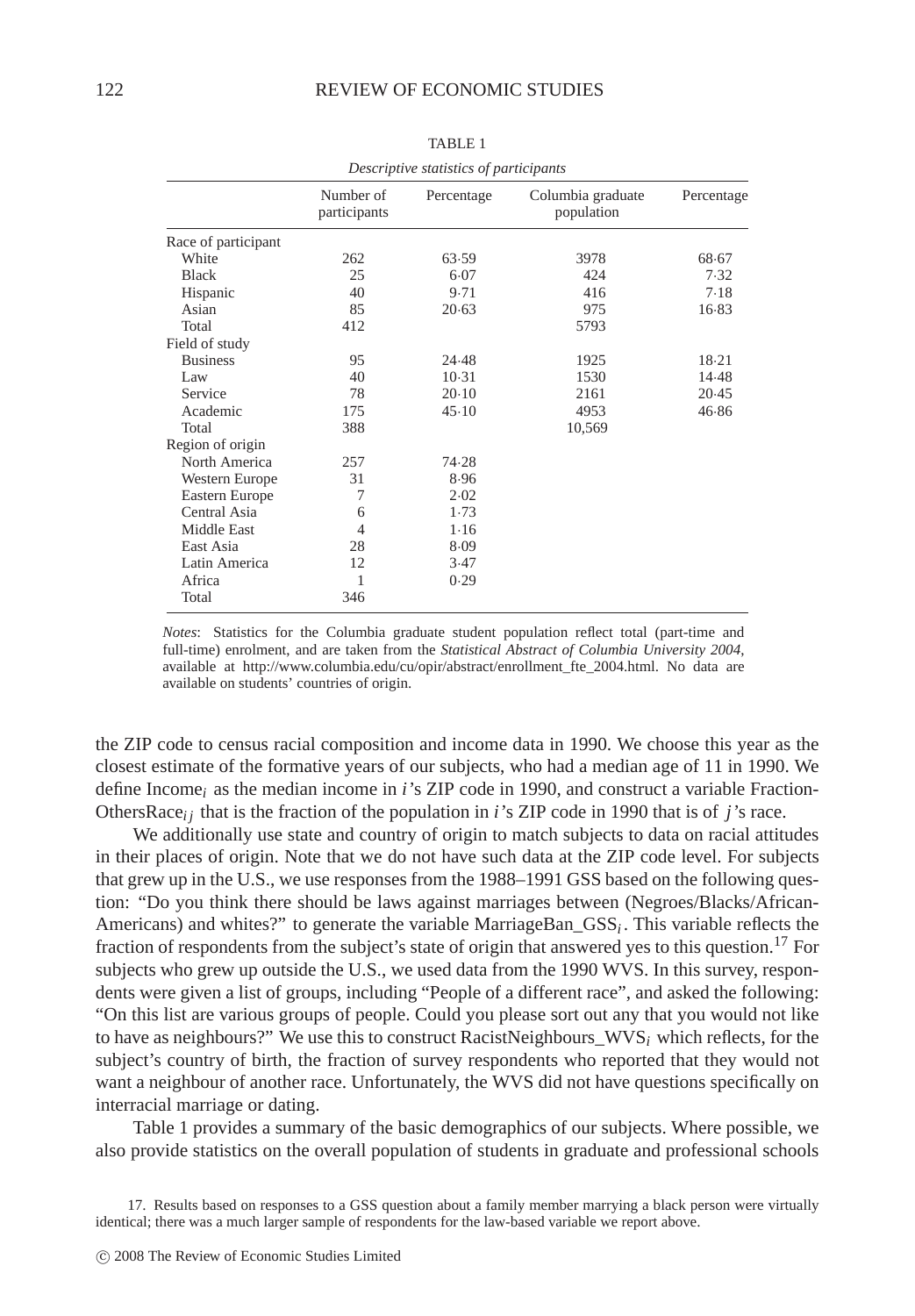TABLE 1

*Descriptive statistics of participants*

| | Number of participants | Percentage | Columbia graduate population | Percentage |
|---|---|---|---|---|
| Race of participant | | | | |
| White | 262 | 63·59 | 3978 | 68·67 |
| Black | 25 | 6·07 | 424 | 7·32 |
| Hispanic | 40 | 9·71 | 416 | 7·18 |
| Asian | 85 | 20·63 | 975 | 16·83 |
| Total | 412 | | 5793 | |
| Field of study | | | | |
| Business | 95 | 24·48 | 1925 | 18·21 |
| Law | 40 | 10·31 | 1530 | 14·48 |
| Service | 78 | 20·10 | 2161 | 20·45 |
| Academic | 175 | 45·10 | 4953 | 46·86 |
| Total | 388 | | 10,569 | |
| Region of origin | | | | |
| North America | 257 | 74·28 | | |
| Western Europe | 31 | 8·96 | | |
| Eastern Europe | 7 | 2·02 | | |
| Central Asia | 6 | 1·73 | | |
| Middle East | 4 | 1·16 | | |
| East Asia | 28 | 8·09 | | |
| Latin America | 12 | 3·47 | | |
| Africa | 1 | 0·29 | | |
| Total | 346 | | | |

*Notes*: Statistics for the Columbia graduate student population reflect total (part-time and full-time) enrolment, and are taken from the *Statistical Abstract of Columbia University 2004*, available at http://www.columbia.edu/cu/opir/abstract/enrollment_fte_2004.html. No data are available on students' countries of origin.

the ZIP code to census racial composition and income data in 1990. We choose this year as the closest estimate of the formative years of our subjects, who had a median age of 11 in 1990. We define $\text{Income}_i$ as the median income in $i$'s ZIP code in 1990, and construct a variable $\text{FractionOthersRace}_{ij}$ that is the fraction of the population in $i$'s ZIP code in 1990 that is of $j$'s race.

We additionally use state and country of origin to match subjects to data on racial attitudes in their places of origin. Note that we do not have such data at the ZIP code level. For subjects that grew up in the U.S., we use responses from the 1988–1991 GSS based on the following question: "Do you think there should be laws against marriages between (Negroes/Blacks/African-Americans) and whites?" to generate the variable $\text{MarriageBan\_GSS}_i$. This variable reflects the fraction of respondents from the subject's state of origin that answered yes to this question.[17] For subjects who grew up outside the U.S., we used data from the 1990 WVS. In this survey, respondents were given a list of groups, including "People of a different race", and asked the following: "On this list are various groups of people. Could you please sort out any that you would not like to have as neighbours?" We use this to construct $\text{RacistNeighbours\_WVS}_i$ which reflects, for the subject's country of birth, the fraction of survey respondents who reported that they would not want a neighbour of another race. Unfortunately, the WVS did not have questions specifically on interracial marriage or dating.

Table 1 provides a summary of the basic demographics of our subjects. Where possible, we also provide statistics on the overall population of students in graduate and professional schools

17. Results based on responses to a GSS question about a family member marrying a black person were virtually identical; there was a much larger sample of respondents for the law-based variable we report above.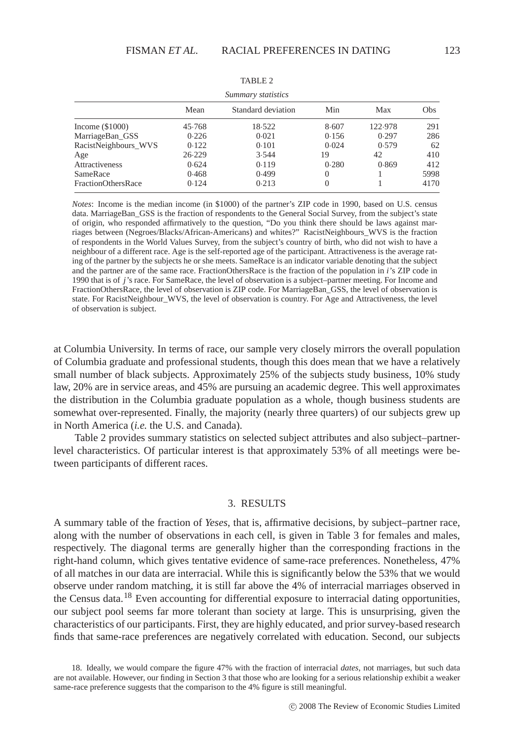TABLE 2

*Summary statistics*

| | Mean | Standard deviation | Min | Max | Obs |
|---|---|---|---|---|---|
| Income ($1000) | 45·768 | 18·522 | 8·607 | 122·978 | 291 |
| MarriageBan_GSS | 0·226 | 0·021 | 0·156 | 0·297 | 286 |
| RacistNeighbours_WVS | 0·122 | 0·101 | 0·024 | 0·579 | 62 |
| Age | 26·229 | 3·544 | 19 | 42 | 410 |
| Attractiveness | 0·624 | 0·119 | 0·280 | 0·869 | 412 |
| SameRace | 0·468 | 0·499 | 0 | 1 | 5998 |
| FractionOthersRace | 0·124 | 0·213 | 0 | 1 | 4170 |

*Notes*: Income is the median income (in $1000) of the partner's ZIP code in 1990, based on U.S. census data. MarriageBan_GSS is the fraction of respondents to the General Social Survey, from the subject's state of origin, who responded affirmatively to the question, "Do you think there should be laws against marriages between (Negroes/Blacks/African-Americans) and whites?" RacistNeighbours_WVS is the fraction of respondents in the World Values Survey, from the subject's country of birth, who did not wish to have a neighbour of a different race. Age is the self-reported age of the participant. Attractiveness is the average rating of the partner by the subjects he or she meets. SameRace is an indicator variable denoting that the subject and the partner are of the same race. FractionOthersRace is the fraction of the population in $i$'s ZIP code in 1990 that is of $j$'s race. For SameRace, the level of observation is a subject–partner meeting. For Income and FractionOthersRace, the level of observation is ZIP code. For MarriageBan_GSS, the level of observation is state. For RacistNeighbour_WVS, the level of observation is country. For Age and Attractiveness, the level of observation is subject.

at Columbia University. In terms of race, our sample very closely mirrors the overall population of Columbia graduate and professional students, though this does mean that we have a relatively small number of black subjects. Approximately 25% of the subjects study business, 10% study law, 20% are in service areas, and 45% are pursuing an academic degree. This well approximates the distribution in the Columbia graduate population as a whole, though business students are somewhat over-represented. Finally, the majority (nearly three quarters) of our subjects grew up in North America (*i.e.* the U.S. and Canada).

Table 2 provides summary statistics on selected subject attributes and also subject–partner-level characteristics. Of particular interest is that approximately 53% of all meetings were between participants of different races.

## 3. RESULTS

A summary table of the fraction of *Yeses*, that is, affirmative decisions, by subject–partner race, along with the number of observations in each cell, is given in Table 3 for females and males, respectively. The diagonal terms are generally higher than the corresponding fractions in the right-hand column, which gives tentative evidence of same-race preferences. Nonetheless, 47% of all matches in our data are interracial. While this is significantly below the 53% that we would observe under random matching, it is still far above the 4% of interracial marriages observed in the Census data.[18] Even accounting for differential exposure to interracial dating opportunities, our subject pool seems far more tolerant than society at large. This is unsurprising, given the characteristics of our participants. First, they are highly educated, and prior survey-based research finds that same-race preferences are negatively correlated with education. Second, our subjects

18. Ideally, we would compare the figure 47% with the fraction of interracial *dates*, not marriages, but such data are not available. However, our finding in Section 3 that those who are looking for a serious relationship exhibit a weaker same-race preference suggests that the comparison to the 4% figure is still meaningful.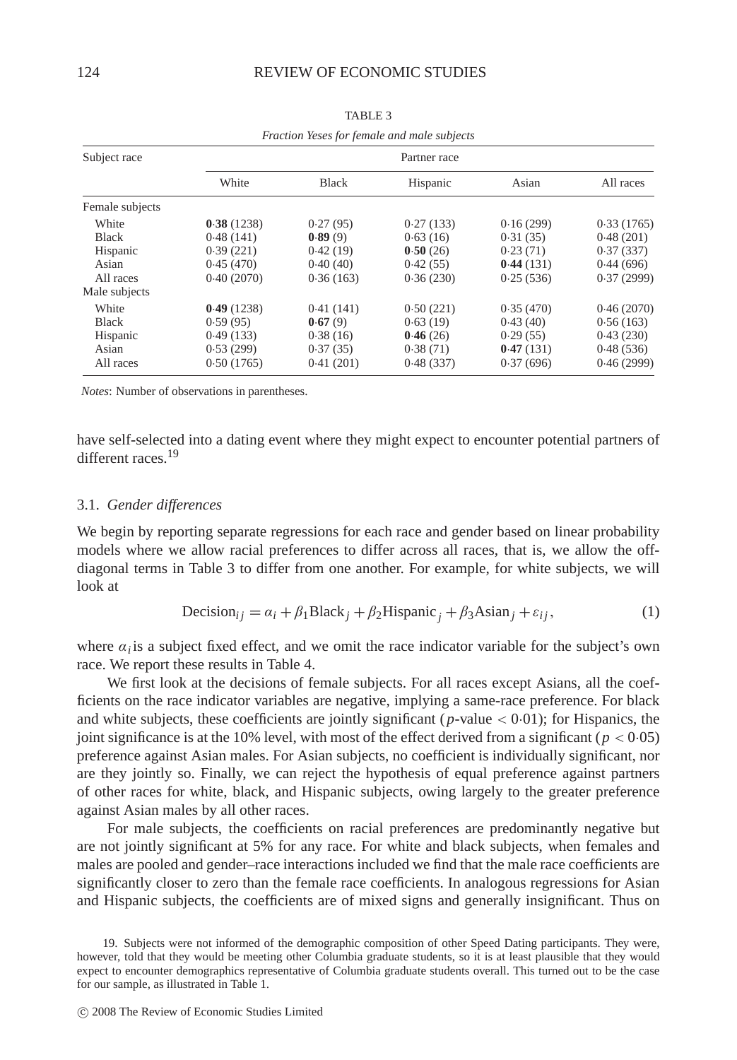TABLE 3

*Fraction Yeses for female and male subjects*

| Subject race | Partner race | | | | |
|---|---|---|---|---|---|
| | White | Black | Hispanic | Asian | All races |
| Female subjects | | | | | |
| White | **0·38** (1238) | 0·27 (95) | 0·27 (133) | 0·16 (299) | 0·33 (1765) |
| Black | 0·48 (141) | **0·89** (9) | 0·63 (16) | 0·31 (35) | 0·48 (201) |
| Hispanic | 0·39 (221) | 0·42 (19) | **0·50** (26) | 0·23 (71) | 0·37 (337) |
| Asian | 0·45 (470) | 0·40 (40) | 0·42 (55) | **0·44** (131) | 0·44 (696) |
| All races | 0·40 (2070) | 0·36 (163) | 0·36 (230) | 0·25 (536) | 0·37 (2999) |
| Male subjects | | | | | |
| White | **0·49** (1238) | 0·41 (141) | 0·50 (221) | 0·35 (470) | 0·46 (2070) |
| Black | 0·59 (95) | **0·67** (9) | 0·63 (19) | 0·43 (40) | 0·56 (163) |
| Hispanic | 0·49 (133) | 0·38 (16) | **0·46** (26) | 0·29 (55) | 0·43 (230) |
| Asian | 0·53 (299) | 0·37 (35) | 0·38 (71) | **0·47** (131) | 0·48 (536) |
| All races | 0·50 (1765) | 0·41 (201) | 0·48 (337) | 0·37 (696) | 0·46 (2999) |

*Notes*: Number of observations in parentheses.

have self-selected into a dating event where they might expect to encounter potential partners of different races.[19]

### 3.1. *Gender differences*

We begin by reporting separate regressions for each race and gender based on linear probability models where we allow racial preferences to differ across all races, that is, we allow the off-diagonal terms in Table 3 to differ from one another. For example, for white subjects, we will look at

$$\text{Decision}_{ij} = \alpha_i + \beta_1 \text{Black}_j + \beta_2 \text{Hispanic}_j + \beta_3 \text{Asian}_j + \varepsilon_{ij}, \tag{1}$$

where $\alpha_i$ is a subject fixed effect, and we omit the race indicator variable for the subject's own race. We report these results in Table 4.

We first look at the decisions of female subjects. For all races except Asians, all the coefficients on the race indicator variables are negative, implying a same-race preference. For black and white subjects, these coefficients are jointly significant ($p$-value $< 0{\cdot}01$); for Hispanics, the joint significance is at the 10% level, with most of the effect derived from a significant ($p < 0{\cdot}05$) preference against Asian males. For Asian subjects, no coefficient is individually significant, nor are they jointly so. Finally, we can reject the hypothesis of equal preference against partners of other races for white, black, and Hispanic subjects, owing largely to the greater preference against Asian males by all other races.

For male subjects, the coefficients on racial preferences are predominantly negative but are not jointly significant at 5% for any race. For white and black subjects, when females and males are pooled and gender–race interactions included we find that the male race coefficients are significantly closer to zero than the female race coefficients. In analogous regressions for Asian and Hispanic subjects, the coefficients are of mixed signs and generally insignificant. Thus on

19. Subjects were not informed of the demographic composition of other Speed Dating participants. They were, however, told that they would be meeting other Columbia graduate students, so it is at least plausible that they would expect to encounter demographics representative of Columbia graduate students overall. This turned out to be the case for our sample, as illustrated in Table 1.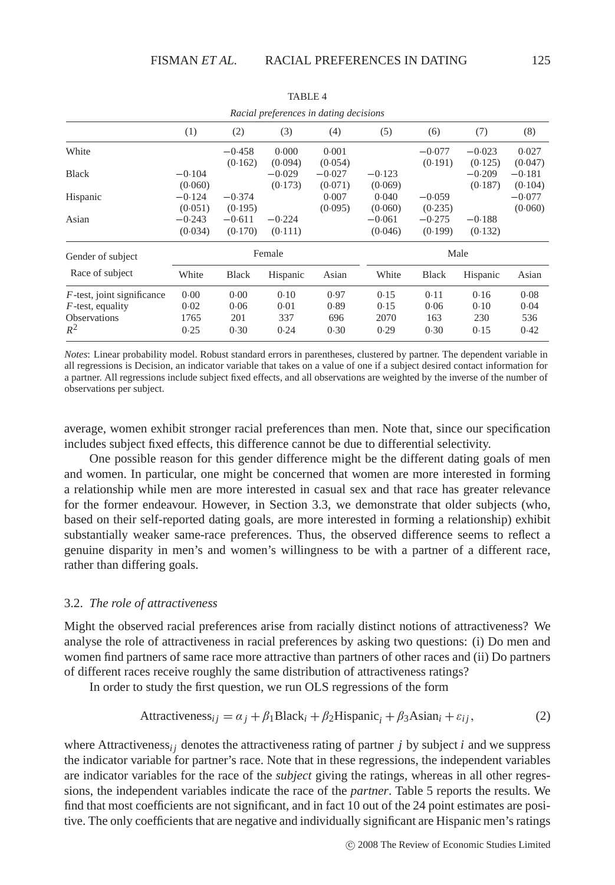TABLE 4

*Racial preferences in dating decisions*

| | (1) | (2) | (3) | (4) | (5) | (6) | (7) | (8) |
|---|---|---|---|---|---|---|---|---|
| White | | −0·458 | 0·000 | 0·001 | | −0·077 | −0·023 | 0·027 |
| | | (0·162) | (0·094) | (0·054) | | (0·191) | (0·125) | (0·047) |
| Black | −0·104 | | −0·029 | −0·027 | −0·123 | | −0·209 | −0·181 |
| | (0·060) | | (0·173) | (0·071) | (0·069) | | (0·187) | (0·104) |
| Hispanic | −0·124 | −0·374 | | 0·007 | 0·040 | −0·059 | | −0·077 |
| | (0·051) | (0·195) | | (0·095) | (0·060) | (0·235) | | (0·060) |
| Asian | −0·243 | −0·611 | −0·224 | | −0·061 | −0·275 | −0·188 | |
| | (0·034) | (0·170) | (0·111) | | (0·046) | (0·199) | (0·132) | |
| Gender of subject | Female | | | | Male | | | |
| Race of subject | White | Black | Hispanic | Asian | White | Black | Hispanic | Asian |
| $F$-test, joint significance | 0·00 | 0·00 | 0·10 | 0·97 | 0·15 | 0·11 | 0·16 | 0·08 |
| $F$-test, equality | 0·02 | 0·06 | 0·01 | 0·89 | 0·15 | 0·06 | 0·10 | 0·04 |
| Observations | 1765 | 201 | 337 | 696 | 2070 | 163 | 230 | 536 |
| $R^2$ | 0·25 | 0·30 | 0·24 | 0·30 | 0·29 | 0·30 | 0·15 | 0·42 |

*Notes*: Linear probability model. Robust standard errors in parentheses, clustered by partner. The dependent variable in all regressions is Decision, an indicator variable that takes on a value of one if a subject desired contact information for a partner. All regressions include subject fixed effects, and all observations are weighted by the inverse of the number of observations per subject.

average, women exhibit stronger racial preferences than men. Note that, since our specification includes subject fixed effects, this difference cannot be due to differential selectivity.

One possible reason for this gender difference might be the different dating goals of men and women. In particular, one might be concerned that women are more interested in forming a relationship while men are more interested in casual sex and that race has greater relevance for the former endeavour. However, in Section 3.3, we demonstrate that older subjects (who, based on their self-reported dating goals, are more interested in forming a relationship) exhibit substantially weaker same-race preferences. Thus, the observed difference seems to reflect a genuine disparity in men's and women's willingness to be with a partner of a different race, rather than differing goals.

### 3.2. *The role of attractiveness*

Might the observed racial preferences arise from racially distinct notions of attractiveness? We analyse the role of attractiveness in racial preferences by asking two questions: (i) Do men and women find partners of same race more attractive than partners of other races and (ii) Do partners of different races receive roughly the same distribution of attractiveness ratings?

In order to study the first question, we run OLS regressions of the form

$$\text{Attractiveness}_{ij} = \alpha_j + \beta_1 \text{Black}_i + \beta_2 \text{Hispanic}_i + \beta_3 \text{Asian}_i + \varepsilon_{ij}, \tag{2}$$

where $\text{Attractiveness}_{ij}$ denotes the attractiveness rating of partner $j$ by subject $i$ and we suppress the indicator variable for partner's race. Note that in these regressions, the independent variables are indicator variables for the race of the *subject* giving the ratings, whereas in all other regressions, the independent variables indicate the race of the *partner*. Table 5 reports the results. We find that most coefficients are not significant, and in fact 10 out of the 24 point estimates are positive. The only coefficients that are negative and individually significant are Hispanic men's ratings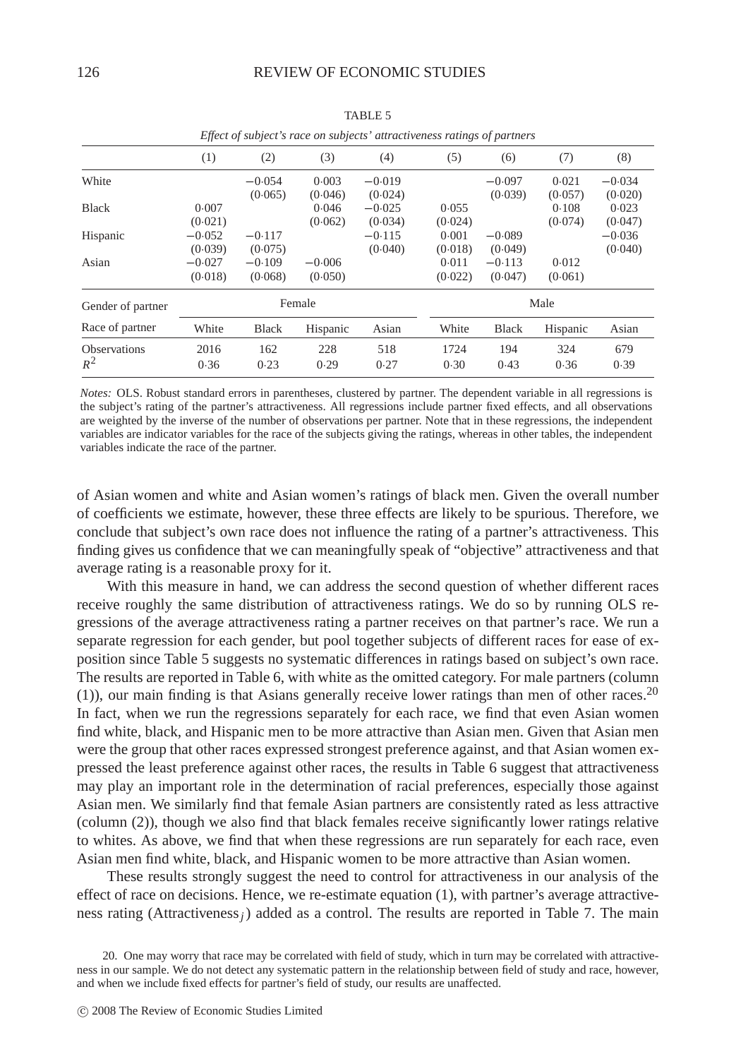TABLE 5

*Effect of subject's race on subjects' attractiveness ratings of partners*

| | (1) | (2) | (3) | (4) | (5) | (6) | (7) | (8) |
|---|---|---|---|---|---|---|---|---|
| White | | −0·054 (0·065) | 0·003 (0·046) | −0·019 (0·024) | | −0·097 (0·039) | 0·021 (0·057) | −0·034 (0·020) |
| Black | 0·007 (0·021) | | 0·046 (0·062) | −0·025 (0·034) | 0·055 (0·024) | | 0·108 (0·074) | 0·023 (0·047) |
| Hispanic | −0·052 (0·039) | −0·117 (0·075) | | −0·115 (0·040) | 0·001 (0·018) | −0·089 (0·049) | | −0·036 (0·040) |
| Asian | −0·027 (0·018) | −0·109 (0·068) | −0·006 (0·050) | | 0·011 (0·022) | −0·113 (0·047) | 0·012 (0·061) | |
| Gender of partner | Female | | | | Male | | | |
| Race of partner | White | Black | Hispanic | Asian | White | Black | Hispanic | Asian |
| Observations | 2016 | 162 | 228 | 518 | 1724 | 194 | 324 | 679 |
| $R^2$ | 0·36 | 0·23 | 0·29 | 0·27 | 0·30 | 0·43 | 0·36 | 0·39 |

*Notes:* OLS. Robust standard errors in parentheses, clustered by partner. The dependent variable in all regressions is the subject's rating of the partner's attractiveness. All regressions include partner fixed effects, and all observations are weighted by the inverse of the number of observations per partner. Note that in these regressions, the independent variables are indicator variables for the race of the subjects giving the ratings, whereas in other tables, the independent variables indicate the race of the partner.

of Asian women and white and Asian women's ratings of black men. Given the overall number of coefficients we estimate, however, these three effects are likely to be spurious. Therefore, we conclude that subject's own race does not influence the rating of a partner's attractiveness. This finding gives us confidence that we can meaningfully speak of "objective" attractiveness and that average rating is a reasonable proxy for it.

With this measure in hand, we can address the second question of whether different races receive roughly the same distribution of attractiveness ratings. We do so by running OLS regressions of the average attractiveness rating a partner receives on that partner's race. We run a separate regression for each gender, but pool together subjects of different races for ease of exposition since Table 5 suggests no systematic differences in ratings based on subject's own race. The results are reported in Table 6, with white as the omitted category. For male partners (column (1)), our main finding is that Asians generally receive lower ratings than men of other races.[20] In fact, when we run the regressions separately for each race, we find that even Asian women find white, black, and Hispanic men to be more attractive than Asian men. Given that Asian men were the group that other races expressed strongest preference against, and that Asian women expressed the least preference against other races, the results in Table 6 suggest that attractiveness may play an important role in the determination of racial preferences, especially those against Asian men. We similarly find that female Asian partners are consistently rated as less attractive (column (2)), though we also find that black females receive significantly lower ratings relative to whites. As above, we find that when these regressions are run separately for each race, even Asian men find white, black, and Hispanic women to be more attractive than Asian women.

These results strongly suggest the need to control for attractiveness in our analysis of the effect of race on decisions. Hence, we re-estimate equation (1), with partner's average attractiveness rating ($\text{Attractiveness}_j$) added as a control. The results are reported in Table 7. The main

20. One may worry that race may be correlated with field of study, which in turn may be correlated with attractiveness in our sample. We do not detect any systematic pattern in the relationship between field of study and race, however, and when we include fixed effects for partner's field of study, our results are unaffected.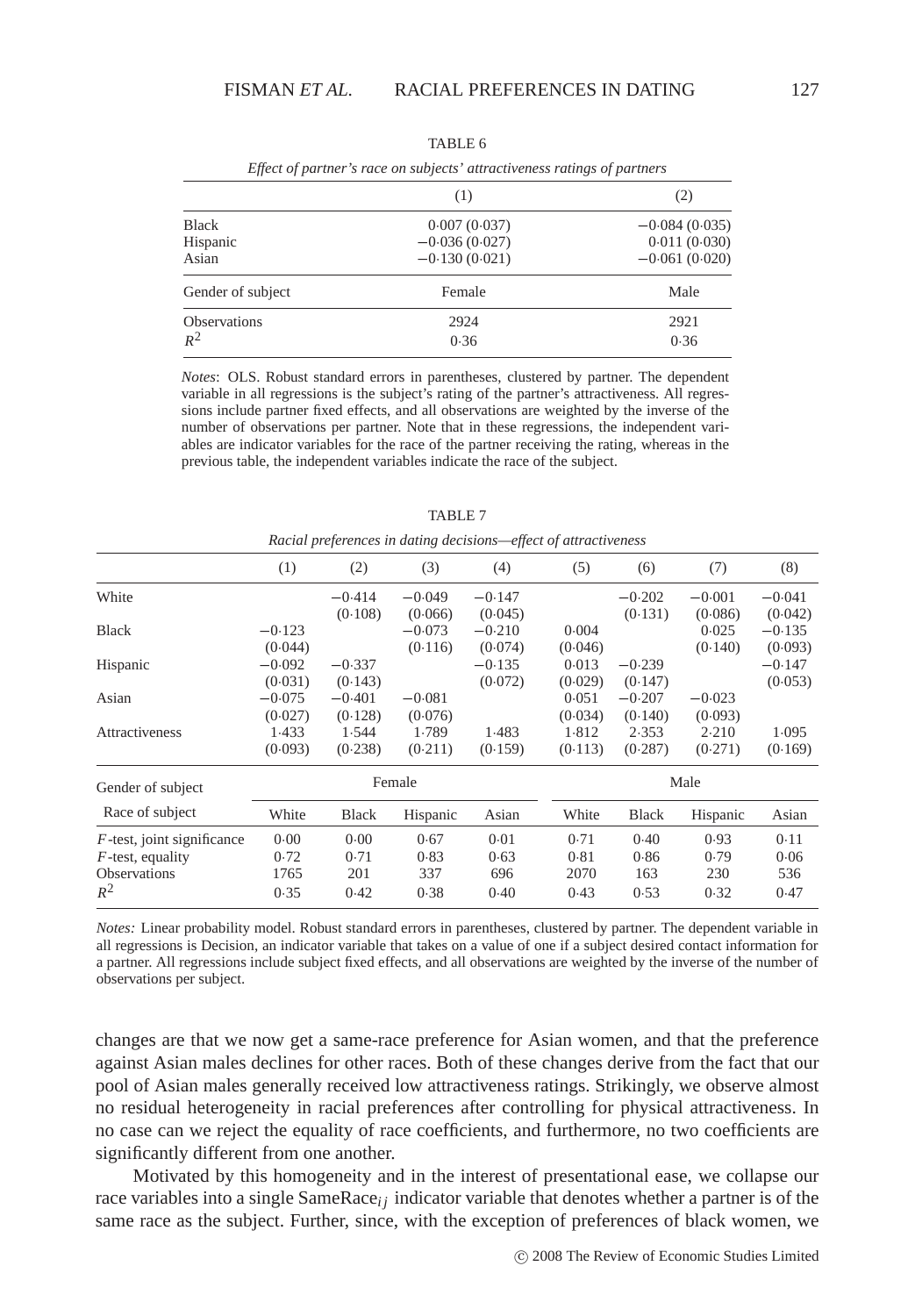TABLE 6

*Effect of partner's race on subjects' attractiveness ratings of partners*

| | (1) | (2) |
|---|---|---|
| Black | 0·007 (0·037) | −0·084 (0·035) |
| Hispanic | −0·036 (0·027) | 0·011 (0·030) |
| Asian | −0·130 (0·021) | −0·061 (0·020) |
| Gender of subject | Female | Male |
| Observations | 2924 | 2921 |
| $R^2$ | 0·36 | 0·36 |

*Notes*: OLS. Robust standard errors in parentheses, clustered by partner. The dependent variable in all regressions is the subject's rating of the partner's attractiveness. All regressions include partner fixed effects, and all observations are weighted by the inverse of the number of observations per partner. Note that in these regressions, the independent variables are indicator variables for the race of the partner receiving the rating, whereas in the previous table, the independent variables indicate the race of the subject.

TABLE 7

*Racial preferences in dating decisions—effect of attractiveness*

| | (1) | (2) | (3) | (4) | (5) | (6) | (7) | (8) |
|---|---|---|---|---|---|---|---|---|
| White | | −0·414 | −0·049 | −0·147 | | −0·202 | −0·001 | −0·041 |
| | | (0·108) | (0·066) | (0·045) | | (0·131) | (0·086) | (0·042) |
| Black | −0·123 | | −0·073 | −0·210 | 0·004 | | 0·025 | −0·135 |
| | (0·044) | | (0·116) | (0·074) | (0·046) | | (0·140) | (0·093) |
| Hispanic | −0·092 | −0·337 | | −0·135 | 0·013 | −0·239 | | −0·147 |
| | (0·031) | (0·143) | | (0·072) | (0·029) | (0·147) | | (0·053) |
| Asian | −0·075 | −0·401 | −0·081 | | 0·051 | −0·207 | −0·023 | |
| | (0·027) | (0·128) | (0·076) | | (0·034) | (0·140) | (0·093) | |
| Attractiveness | 1·433 | 1·544 | 1·789 | 1·483 | 1·812 | 2·353 | 2·210 | 1·095 |
| | (0·093) | (0·238) | (0·211) | (0·159) | (0·113) | (0·287) | (0·271) | (0·169) |
| Gender of subject | Female | | | | Male | | | |
| Race of subject | White | Black | Hispanic | Asian | White | Black | Hispanic | Asian |
| $F$-test, joint significance | 0·00 | 0·00 | 0·67 | 0·01 | 0·71 | 0·40 | 0·93 | 0·11 |
| $F$-test, equality | 0·72 | 0·71 | 0·83 | 0·63 | 0·81 | 0·86 | 0·79 | 0·06 |
| Observations | 1765 | 201 | 337 | 696 | 2070 | 163 | 230 | 536 |
| $R^2$ | 0·35 | 0·42 | 0·38 | 0·40 | 0·43 | 0·53 | 0·32 | 0·47 |

*Notes:* Linear probability model. Robust standard errors in parentheses, clustered by partner. The dependent variable in all regressions is Decision, an indicator variable that takes on a value of one if a subject desired contact information for a partner. All regressions include subject fixed effects, and all observations are weighted by the inverse of the number of observations per subject.

changes are that we now get a same-race preference for Asian women, and that the preference against Asian males declines for other races. Both of these changes derive from the fact that our pool of Asian males generally received low attractiveness ratings. Strikingly, we observe almost no residual heterogeneity in racial preferences after controlling for physical attractiveness. In no case can we reject the equality of race coefficients, and furthermore, no two coefficients are significantly different from one another.

Motivated by this homogeneity and in the interest of presentational ease, we collapse our race variables into a single $\text{SameRace}_{ij}$ indicator variable that denotes whether a partner is of the same race as the subject. Further, since, with the exception of preferences of black women, we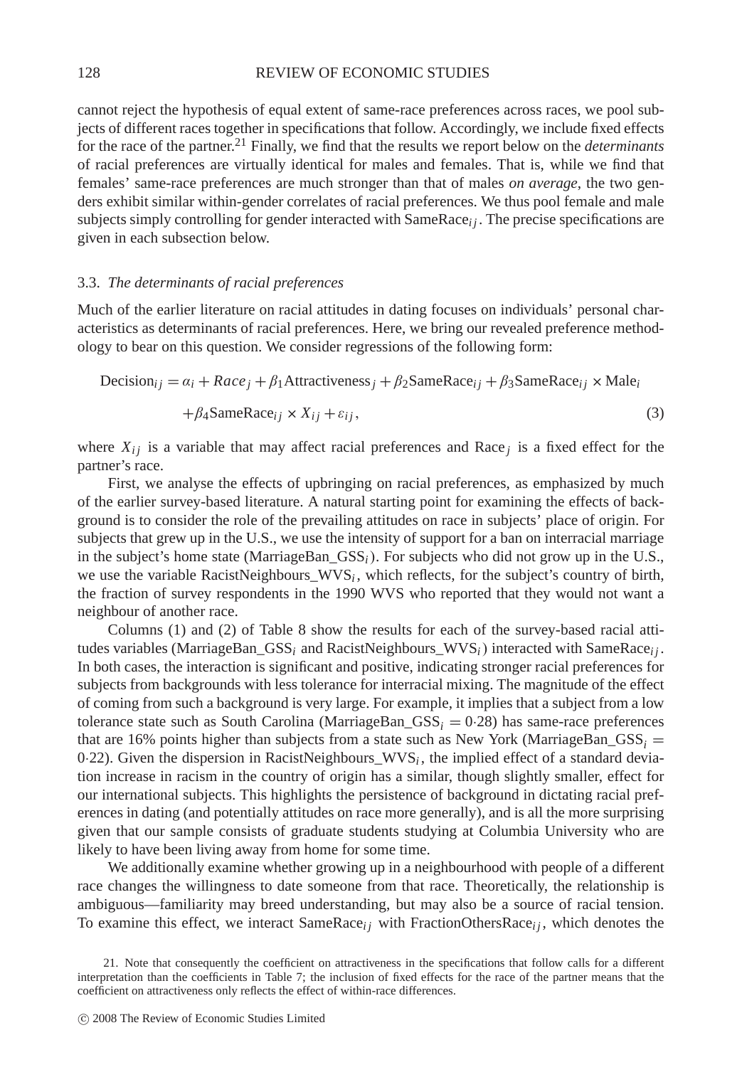cannot reject the hypothesis of equal extent of same-race preferences across races, we pool subjects of different races together in specifications that follow. Accordingly, we include fixed effects for the race of the partner.[21] Finally, we find that the results we report below on the *determinants* of racial preferences are virtually identical for males and females. That is, while we find that females' same-race preferences are much stronger than that of males *on average*, the two genders exhibit similar within-gender correlates of racial preferences. We thus pool female and male subjects simply controlling for gender interacted with $\text{SameRace}_{ij}$. The precise specifications are given in each subsection below.

### 3.3. *The determinants of racial preferences*

Much of the earlier literature on racial attitudes in dating focuses on individuals' personal characteristics as determinants of racial preferences. Here, we bring our revealed preference methodology to bear on this question. We consider regressions of the following form:

$$\text{Decision}_{ij} = \alpha_i + Race_j + \beta_1 \text{Attractiveness}_j + \beta_2 \text{SameRace}_{ij} + \beta_3 \text{SameRace}_{ij} \times \text{Male}_i$$
$$+ \beta_4 \text{SameRace}_{ij} \times X_{ij} + \varepsilon_{ij}, \tag{3}$$

where $X_{ij}$ is a variable that may affect racial preferences and $\text{Race}_j$ is a fixed effect for the partner's race.

First, we analyse the effects of upbringing on racial preferences, as emphasized by much of the earlier survey-based literature. A natural starting point for examining the effects of background is to consider the role of the prevailing attitudes on race in subjects' place of origin. For subjects that grew up in the U.S., we use the intensity of support for a ban on interracial marriage in the subject's home state ($\text{MarriageBan\_GSS}_i$). For subjects who did not grow up in the U.S., we use the variable $\text{RacistNeighbours\_WVS}_i$, which reflects, for the subject's country of birth, the fraction of survey respondents in the 1990 WVS who reported that they would not want a neighbour of another race.

Columns (1) and (2) of Table 8 show the results for each of the survey-based racial attitudes variables ($\text{MarriageBan\_GSS}_i$ and $\text{RacistNeighbours\_WVS}_i$) interacted with $\text{SameRace}_{ij}$. In both cases, the interaction is significant and positive, indicating stronger racial preferences for subjects from backgrounds with less tolerance for interracial mixing. The magnitude of the effect of coming from such a background is very large. For example, it implies that a subject from a low tolerance state such as South Carolina ($\text{MarriageBan\_GSS}_i = 0{\cdot}28$) has same-race preferences that are 16% points higher than subjects from a state such as New York ($\text{MarriageBan\_GSS}_i = 0{\cdot}22$). Given the dispersion in $\text{RacistNeighbours\_WVS}_i$, the implied effect of a standard deviation increase in racism in the country of origin has a similar, though slightly smaller, effect for our international subjects. This highlights the persistence of background in dictating racial preferences in dating (and potentially attitudes on race more generally), and is all the more surprising given that our sample consists of graduate students studying at Columbia University who are likely to have been living away from home for some time.

We additionally examine whether growing up in a neighbourhood with people of a different race changes the willingness to date someone from that race. Theoretically, the relationship is ambiguous—familiarity may breed understanding, but may also be a source of racial tension. To examine this effect, we interact $\text{SameRace}_{ij}$ with $\text{FractionOthersRace}_{ij}$, which denotes the

21. Note that consequently the coefficient on attractiveness in the specifications that follow calls for a different interpretation than the coefficients in Table 7; the inclusion of fixed effects for the race of the partner means that the coefficient on attractiveness only reflects the effect of within-race differences.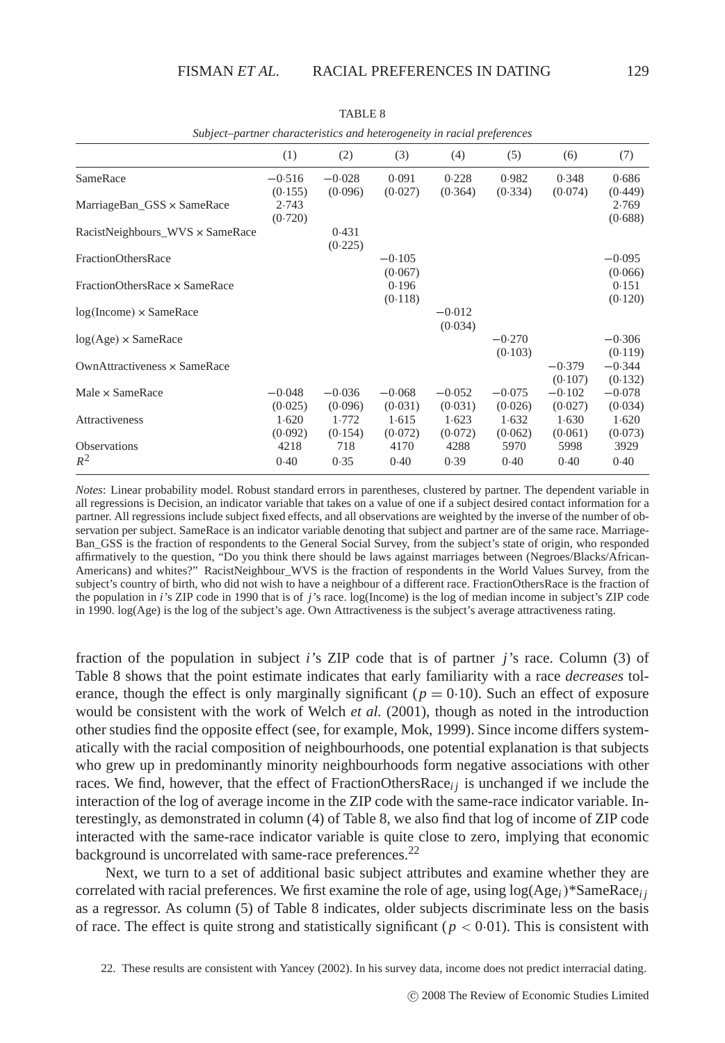TABLE 8

*Subject–partner characteristics and heterogeneity in racial preferences*

| | (1) | (2) | (3) | (4) | (5) | (6) | (7) |
|---|---|---|---|---|---|---|---|
| SameRace | −0·516 | −0·028 | 0·091 | 0·228 | 0·982 | 0·348 | 0·686 |
| | (0·155) | (0·096) | (0·027) | (0·364) | (0·334) | (0·074) | (0·449) |
| MarriageBan_GSS × SameRace | 2·743 | | | | | | 2·769 |
| | (0·720) | | | | | | (0·688) |
| RacistNeighbours_WVS × SameRace | | 0·431 | | | | | |
| | | (0·225) | | | | | |
| FractionOthersRace | | | −0·105 | | | | −0·095 |
| | | | (0·067) | | | | (0·066) |
| FractionOthersRace × SameRace | | | 0·196 | | | | 0·151 |
| | | | (0·118) | | | | (0·120) |
| log(Income) × SameRace | | | | −0·012 | | | |
| | | | | (0·034) | | | |
| log(Age) × SameRace | | | | | −0·270 | | −0·306 |
| | | | | | (0·103) | | (0·119) |
| OwnAttractiveness × SameRace | | | | | | −0·379 | −0·344 |
| | | | | | | (0·107) | (0·132) |
| Male × SameRace | −0·048 | −0·036 | −0·068 | −0·052 | −0·075 | −0·102 | −0·078 |
| | (0·025) | (0·096) | (0·031) | (0·031) | (0·026) | (0·027) | (0·034) |
| Attractiveness | 1·620 | 1·772 | 1·615 | 1·623 | 1·632 | 1·630 | 1·620 |
| | (0·092) | (0·154) | (0·072) | (0·072) | (0·062) | (0·061) | (0·073) |
| Observations | 4218 | 718 | 4170 | 4288 | 5970 | 5998 | 3929 |
| $R^2$ | 0·40 | 0·35 | 0·40 | 0·39 | 0·40 | 0·40 | 0·40 |

*Notes*: Linear probability model. Robust standard errors in parentheses, clustered by partner. The dependent variable in all regressions is Decision, an indicator variable that takes on a value of one if a subject desired contact information for a partner. All regressions include subject fixed effects, and all observations are weighted by the inverse of the number of observation per subject. SameRace is an indicator variable denoting that subject and partner are of the same race. MarriageBan_GSS is the fraction of respondents to the General Social Survey, from the subject's state of origin, who responded affirmatively to the question, "Do you think there should be laws against marriages between (Negroes/Blacks/African-Americans) and whites?" RacistNeighbour_WVS is the fraction of respondents in the World Values Survey, from the subject's country of birth, who did not wish to have a neighbour of a different race. FractionOthersRace is the fraction of the population in $i$'s ZIP code in 1990 that is of $j$'s race. log(Income) is the log of median income in subject's ZIP code in 1990. log(Age) is the log of the subject's age. Own Attractiveness is the subject's average attractiveness rating.

fraction of the population in subject $i$'s ZIP code that is of partner $j$'s race. Column (3) of Table 8 shows that the point estimate indicates that early familiarity with a race *decreases* tolerance, though the effect is only marginally significant ($p = 0{\cdot}10$). Such an effect of exposure would be consistent with the work of Welch *et al.* (2001), though as noted in the introduction other studies find the opposite effect (see, for example, Mok, 1999). Since income differs systematically with the racial composition of neighbourhoods, one potential explanation is that subjects who grew up in predominantly minority neighbourhoods form negative associations with other races. We find, however, that the effect of $\text{FractionOthersRace}_{ij}$ is unchanged if we include the interaction of the log of average income in the ZIP code with the same-race indicator variable. Interestingly, as demonstrated in column (4) of Table 8, we also find that log of income of ZIP code interacted with the same-race indicator variable is quite close to zero, implying that economic background is uncorrelated with same-race preferences.[22]

Next, we turn to a set of additional basic subject attributes and examine whether they are correlated with racial preferences. We first examine the role of age, using $\log(\text{Age}_i)*\text{SameRace}_{ij}$ as a regressor. As column (5) of Table 8 indicates, older subjects discriminate less on the basis of race. The effect is quite strong and statistically significant ($p < 0{\cdot}01$). This is consistent with

22. These results are consistent with Yancey (2002). In his survey data, income does not predict interracial dating.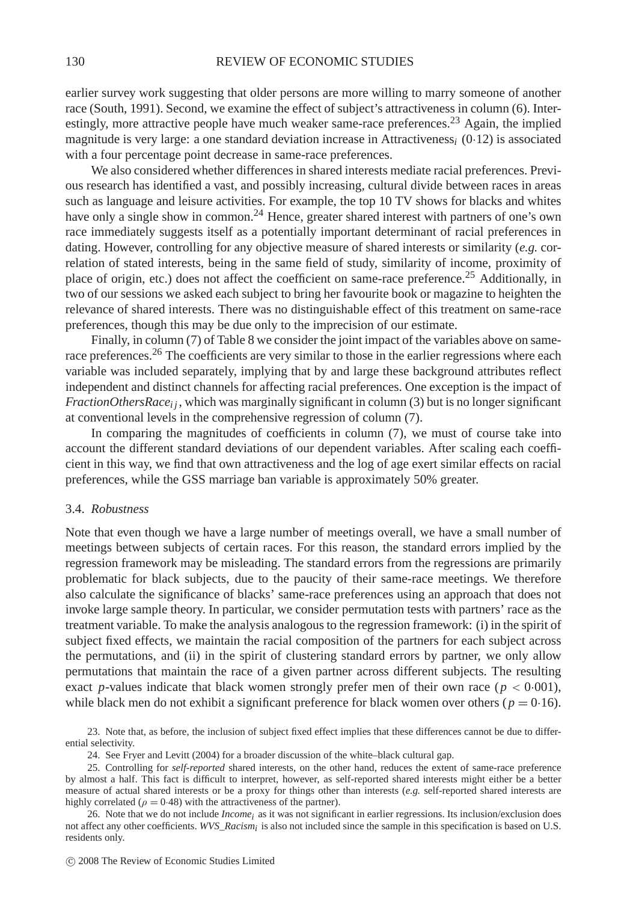earlier survey work suggesting that older persons are more willing to marry someone of another race (South, 1991). Second, we examine the effect of subject's attractiveness in column (6). Interestingly, more attractive people have much weaker same-race preferences.[23] Again, the implied magnitude is very large: a one standard deviation increase in Attractiveness$_i$ (0·12) is associated with a four percentage point decrease in same-race preferences.

We also considered whether differences in shared interests mediate racial preferences. Previous research has identified a vast, and possibly increasing, cultural divide between races in areas such as language and leisure activities. For example, the top 10 TV shows for blacks and whites have only a single show in common.[24] Hence, greater shared interest with partners of one's own race immediately suggests itself as a potentially important determinant of racial preferences in dating. However, controlling for any objective measure of shared interests or similarity (*e.g.* correlation of stated interests, being in the same field of study, similarity of income, proximity of place of origin, etc.) does not affect the coefficient on same-race preference.[25] Additionally, in two of our sessions we asked each subject to bring her favourite book or magazine to heighten the relevance of shared interests. There was no distinguishable effect of this treatment on same-race preferences, though this may be due only to the imprecision of our estimate.

Finally, in column (7) of Table 8 we consider the joint impact of the variables above on same-race preferences.[26] The coefficients are very similar to those in the earlier regressions where each variable was included separately, implying that by and large these background attributes reflect independent and distinct channels for affecting racial preferences. One exception is the impact of $\textit{FractionOthersRace}_{ij}$, which was marginally significant in column (3) but is no longer significant at conventional levels in the comprehensive regression of column (7).

In comparing the magnitudes of coefficients in column (7), we must of course take into account the different standard deviations of our dependent variables. After scaling each coefficient in this way, we find that own attractiveness and the log of age exert similar effects on racial preferences, while the GSS marriage ban variable is approximately 50% greater.

### 3.4. *Robustness*

Note that even though we have a large number of meetings overall, we have a small number of meetings between subjects of certain races. For this reason, the standard errors implied by the regression framework may be misleading. The standard errors from the regressions are primarily problematic for black subjects, due to the paucity of their same-race meetings. We therefore also calculate the significance of blacks' same-race preferences using an approach that does not invoke large sample theory. In particular, we consider permutation tests with partners' race as the treatment variable. To make the analysis analogous to the regression framework: (i) in the spirit of subject fixed effects, we maintain the racial composition of the partners for each subject across the permutations, and (ii) in the spirit of clustering standard errors by partner, we only allow permutations that maintain the race of a given partner across different subjects. The resulting exact $p$-values indicate that black women strongly prefer men of their own race ($p < 0{\cdot}001$), while black men do not exhibit a significant preference for black women over others ($p = 0{\cdot}16$).

23. Note that, as before, the inclusion of subject fixed effect implies that these differences cannot be due to differential selectivity.

24. See Fryer and Levitt (2004) for a broader discussion of the white–black cultural gap.

25. Controlling for *self-reported* shared interests, on the other hand, reduces the extent of same-race preference by almost a half. This fact is difficult to interpret, however, as self-reported shared interests might either be a better measure of actual shared interests or be a proxy for things other than interests (*e.g.* self-reported shared interests are highly correlated ($\rho = 0{\cdot}48$) with the attractiveness of the partner).

26. Note that we do not include $\textit{Income}_i$ as it was not significant in earlier regressions. Its inclusion/exclusion does not affect any other coefficients. $\textit{WVS\_Racism}_i$ is also not included since the sample in this specification is based on U.S. residents only.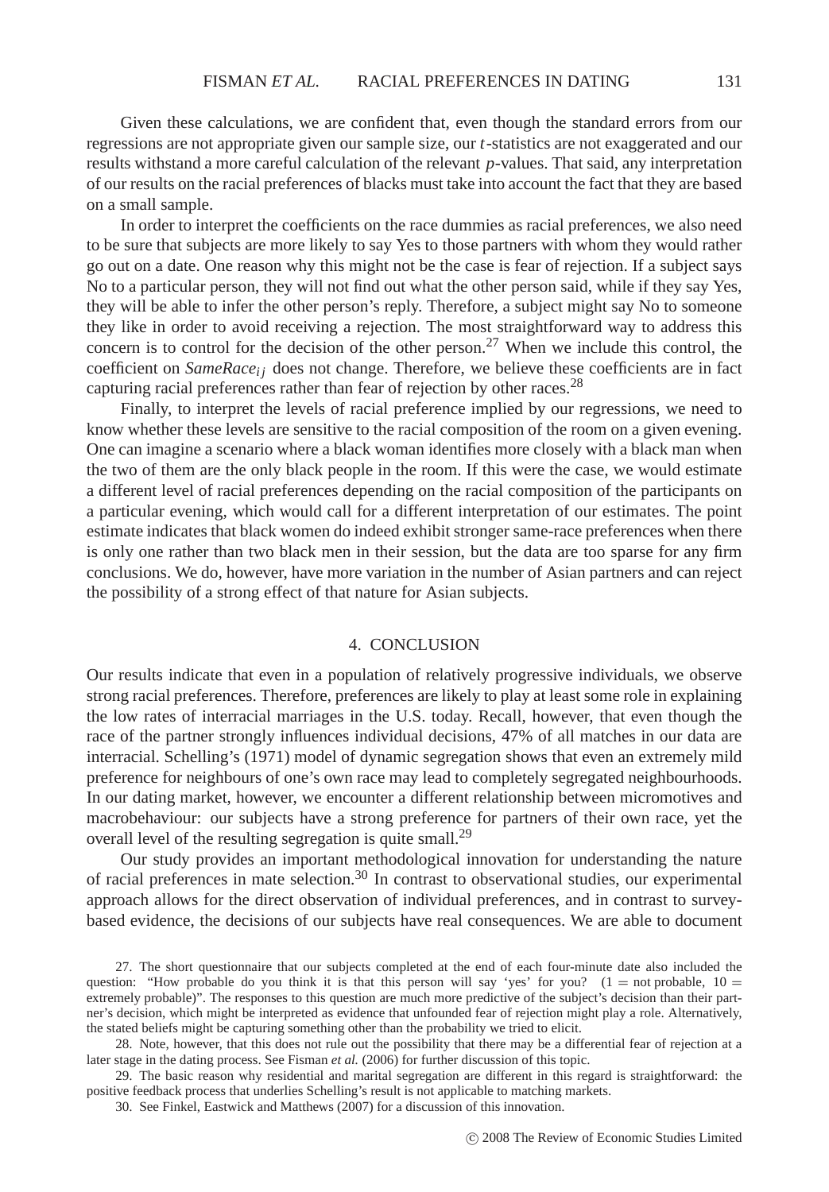Given these calculations, we are confident that, even though the standard errors from our regressions are not appropriate given our sample size, our $t$-statistics are not exaggerated and our results withstand a more careful calculation of the relevant $p$-values. That said, any interpretation of our results on the racial preferences of blacks must take into account the fact that they are based on a small sample.

In order to interpret the coefficients on the race dummies as racial preferences, we also need to be sure that subjects are more likely to say Yes to those partners with whom they would rather go out on a date. One reason why this might not be the case is fear of rejection. If a subject says No to a particular person, they will not find out what the other person said, while if they say Yes, they will be able to infer the other person's reply. Therefore, a subject might say No to someone they like in order to avoid receiving a rejection. The most straightforward way to address this concern is to control for the decision of the other person.[27] When we include this control, the coefficient on $SameRace_{ij}$ does not change. Therefore, we believe these coefficients are in fact capturing racial preferences rather than fear of rejection by other races.[28]

Finally, to interpret the levels of racial preference implied by our regressions, we need to know whether these levels are sensitive to the racial composition of the room on a given evening. One can imagine a scenario where a black woman identifies more closely with a black man when the two of them are the only black people in the room. If this were the case, we would estimate a different level of racial preferences depending on the racial composition of the participants on a particular evening, which would call for a different interpretation of our estimates. The point estimate indicates that black women do indeed exhibit stronger same-race preferences when there is only one rather than two black men in their session, but the data are too sparse for any firm conclusions. We do, however, have more variation in the number of Asian partners and can reject the possibility of a strong effect of that nature for Asian subjects.

## 4. CONCLUSION

Our results indicate that even in a population of relatively progressive individuals, we observe strong racial preferences. Therefore, preferences are likely to play at least some role in explaining the low rates of interracial marriages in the U.S. today. Recall, however, that even though the race of the partner strongly influences individual decisions, 47% of all matches in our data are interracial. Schelling's (1971) model of dynamic segregation shows that even an extremely mild preference for neighbours of one's own race may lead to completely segregated neighbourhoods. In our dating market, however, we encounter a different relationship between micromotives and macrobehaviour: our subjects have a strong preference for partners of their own race, yet the overall level of the resulting segregation is quite small.[29]

Our study provides an important methodological innovation for understanding the nature of racial preferences in mate selection.[30] In contrast to observational studies, our experimental approach allows for the direct observation of individual preferences, and in contrast to survey-based evidence, the decisions of our subjects have real consequences. We are able to document

27. The short questionnaire that our subjects completed at the end of each four-minute date also included the question: "How probable do you think it is that this person will say 'yes' for you? (1 = not probable, 10 = extremely probable)". The responses to this question are much more predictive of the subject's decision than their partner's decision, which might be interpreted as evidence that unfounded fear of rejection might play a role. Alternatively, the stated beliefs might be capturing something other than the probability we tried to elicit.

28. Note, however, that this does not rule out the possibility that there may be a differential fear of rejection at a later stage in the dating process. See Fisman *et al.* (2006) for further discussion of this topic.

29. The basic reason why residential and marital segregation are different in this regard is straightforward: the positive feedback process that underlies Schelling's result is not applicable to matching markets.

30. See Finkel, Eastwick and Matthews (2007) for a discussion of this innovation.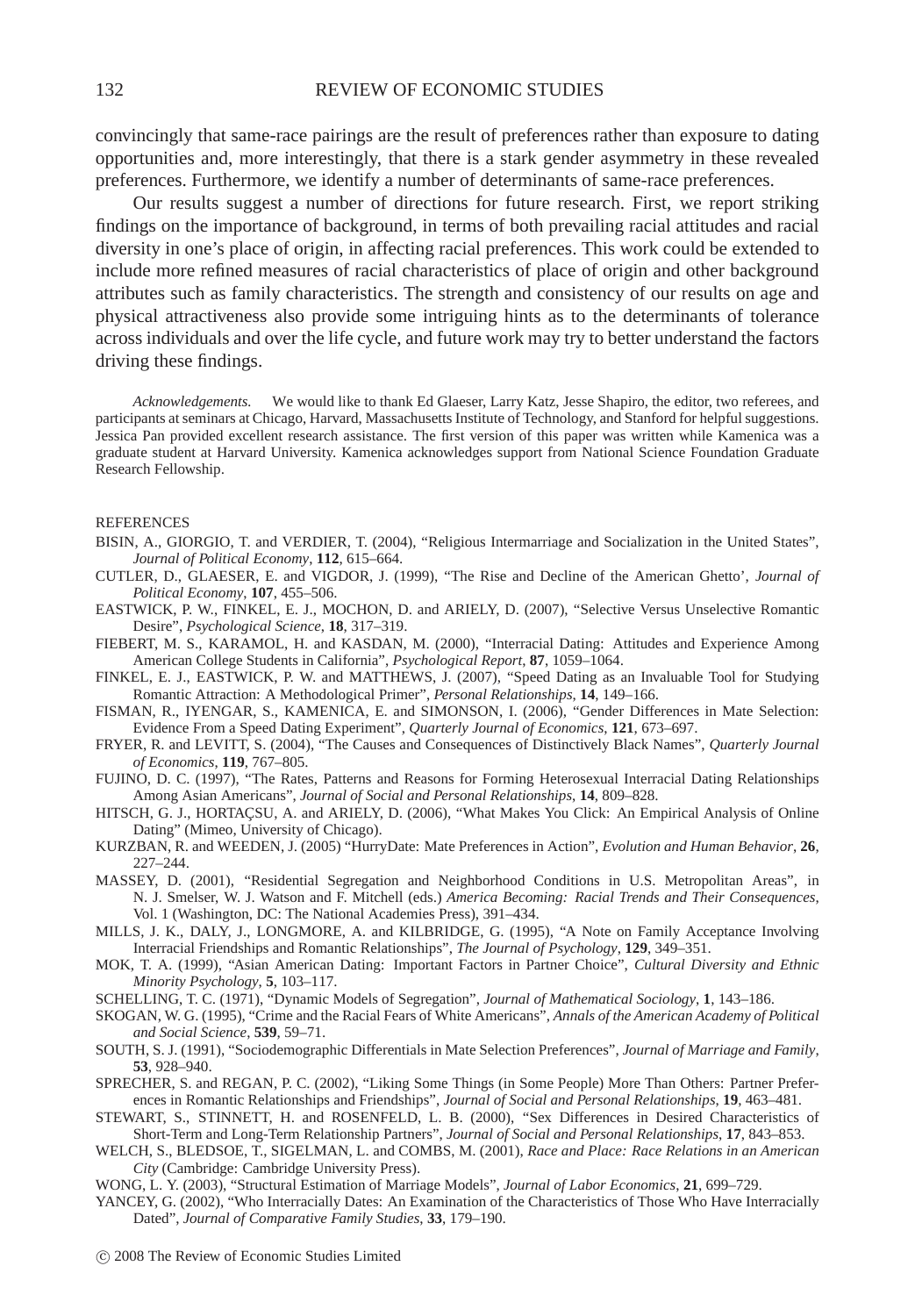convincingly that same-race pairings are the result of preferences rather than exposure to dating opportunities and, more interestingly, that there is a stark gender asymmetry in these revealed preferences. Furthermore, we identify a number of determinants of same-race preferences.

Our results suggest a number of directions for future research. First, we report striking findings on the importance of background, in terms of both prevailing racial attitudes and racial diversity in one's place of origin, in affecting racial preferences. This work could be extended to include more refined measures of racial characteristics of place of origin and other background attributes such as family characteristics. The strength and consistency of our results on age and physical attractiveness also provide some intriguing hints as to the determinants of tolerance across individuals and over the life cycle, and future work may try to better understand the factors driving these findings.

*Acknowledgements.* We would like to thank Ed Glaeser, Larry Katz, Jesse Shapiro, the editor, two referees, and participants at seminars at Chicago, Harvard, Massachusetts Institute of Technology, and Stanford for helpful suggestions. Jessica Pan provided excellent research assistance. The first version of this paper was written while Kamenica was a graduate student at Harvard University. Kamenica acknowledges support from National Science Foundation Graduate Research Fellowship.

## REFERENCES

BISIN, A., GIORGIO, T. and VERDIER, T. (2004), "Religious Intermarriage and Socialization in the United States", *Journal of Political Economy*, **112**, 615–664.

CUTLER, D., GLAESER, E. and VIGDOR, J. (1999), "The Rise and Decline of the American Ghetto', *Journal of Political Economy*, **107**, 455–506.

EASTWICK, P. W., FINKEL, E. J., MOCHON, D. and ARIELY, D. (2007), "Selective Versus Unselective Romantic Desire", *Psychological Science*, **18**, 317–319.

FIEBERT, M. S., KARAMOL, H. and KASDAN, M. (2000), "Interracial Dating: Attitudes and Experience Among American College Students in California", *Psychological Report*, **87**, 1059–1064.

FINKEL, E. J., EASTWICK, P. W. and MATTHEWS, J. (2007), "Speed Dating as an Invaluable Tool for Studying Romantic Attraction: A Methodological Primer", *Personal Relationships*, **14**, 149–166.

FISMAN, R., IYENGAR, S., KAMENICA, E. and SIMONSON, I. (2006), "Gender Differences in Mate Selection: Evidence From a Speed Dating Experiment", *Quarterly Journal of Economics*, **121**, 673–697.

FRYER, R. and LEVITT, S. (2004), "The Causes and Consequences of Distinctively Black Names", *Quarterly Journal of Economics*, **119**, 767–805.

FUJINO, D. C. (1997), "The Rates, Patterns and Reasons for Forming Heterosexual Interracial Dating Relationships Among Asian Americans", *Journal of Social and Personal Relationships*, **14**, 809–828.

HITSCH, G. J., HORTAÇSU, A. and ARIELY, D. (2006), "What Makes You Click: An Empirical Analysis of Online Dating" (Mimeo, University of Chicago).

KURZBAN, R. and WEEDEN, J. (2005) "HurryDate: Mate Preferences in Action", *Evolution and Human Behavior*, **26**, 227–244.

MASSEY, D. (2001), "Residential Segregation and Neighborhood Conditions in U.S. Metropolitan Areas", in N. J. Smelser, W. J. Watson and F. Mitchell (eds.) *America Becoming: Racial Trends and Their Consequences*, Vol. 1 (Washington, DC: The National Academies Press), 391–434.

MILLS, J. K., DALY, J., LONGMORE, A. and KILBRIDGE, G. (1995), "A Note on Family Acceptance Involving Interracial Friendships and Romantic Relationships", *The Journal of Psychology*, **129**, 349–351.

MOK, T. A. (1999), "Asian American Dating: Important Factors in Partner Choice", *Cultural Diversity and Ethnic Minority Psychology*, **5**, 103–117.

SCHELLING, T. C. (1971), "Dynamic Models of Segregation", *Journal of Mathematical Sociology*, **1**, 143–186.

SKOGAN, W. G. (1995), "Crime and the Racial Fears of White Americans", *Annals of the American Academy of Political and Social Science*, **539**, 59–71.

SOUTH, S. J. (1991), "Sociodemographic Differentials in Mate Selection Preferences", *Journal of Marriage and Family*, **53**, 928–940.

SPRECHER, S. and REGAN, P. C. (2002), "Liking Some Things (in Some People) More Than Others: Partner Preferences in Romantic Relationships and Friendships", *Journal of Social and Personal Relationships*, **19**, 463–481.

STEWART, S., STINNETT, H. and ROSENFELD, L. B. (2000), "Sex Differences in Desired Characteristics of Short-Term and Long-Term Relationship Partners", *Journal of Social and Personal Relationships*, **17**, 843–853.

WELCH, S., BLEDSOE, T., SIGELMAN, L. and COMBS, M. (2001), *Race and Place: Race Relations in an American City* (Cambridge: Cambridge University Press).

WONG, L. Y. (2003), "Structural Estimation of Marriage Models", *Journal of Labor Economics*, **21**, 699–729.

YANCEY, G. (2002), "Who Interracially Dates: An Examination of the Characteristics of Those Who Have Interracially Dated", *Journal of Comparative Family Studies*, **33**, 179–190.